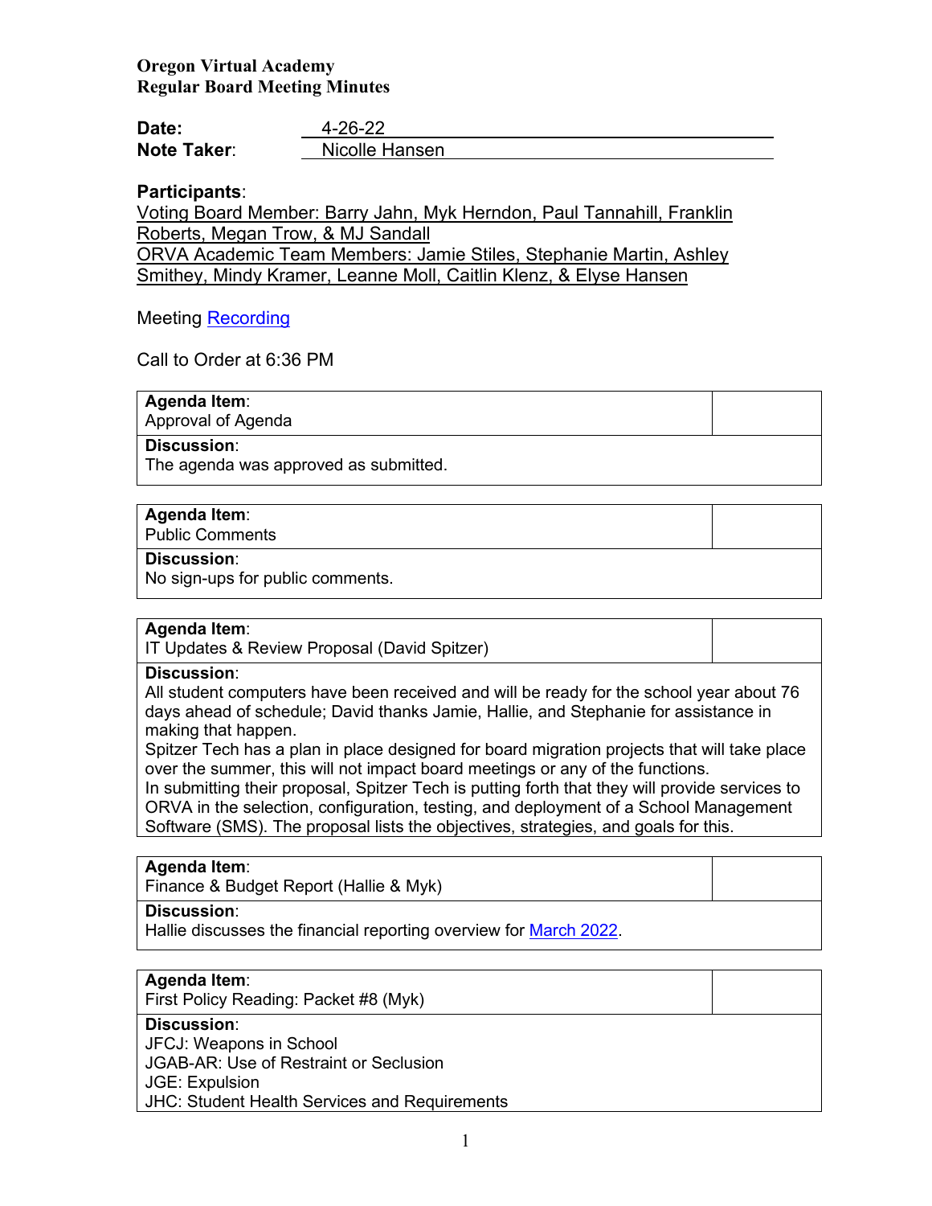**Oregon Virtual Academy**
**Regular Board Meeting Minutes**

**Date:** 4-26-22
**Note Taker:** Nicolle Hansen

**Participants:**
Voting Board Member: Barry Jahn, Myk Herndon, Paul Tannahill, Franklin Roberts, Megan Trow, & MJ Sandall
ORVA Academic Team Members: Jamie Stiles, Stephanie Martin, Ashley Smithey, Mindy Kramer, Leanne Moll, Caitlin Klenz, & Elyse Hansen

Meeting Recording

Call to Order at 6:36 PM

| **Agenda Item:** Approval of Agenda | |
|---|---|
| **Discussion:** The agenda was approved as submitted. | |

| **Agenda Item:** Public Comments | |
|---|---|
| **Discussion:** No sign-ups for public comments. | |

| **Agenda Item:** IT Updates & Review Proposal (David Spitzer) | |
|---|---|
| **Discussion:** All student computers have been received and will be ready for the school year about 76 days ahead of schedule; David thanks Jamie, Hallie, and Stephanie for assistance in making that happen. Spitzer Tech has a plan in place designed for board migration projects that will take place over the summer, this will not impact board meetings or any of the functions. In submitting their proposal, Spitzer Tech is putting forth that they will provide services to ORVA in the selection, configuration, testing, and deployment of a School Management Software (SMS). The proposal lists the objectives, strategies, and goals for this. | |

| **Agenda Item:** Finance & Budget Report (Hallie & Myk) | |
|---|---|
| **Discussion:** Hallie discusses the financial reporting overview for March 2022. | |

| **Agenda Item:** First Policy Reading: Packet #8 (Myk) | |
|---|---|
| **Discussion:** JFCJ: Weapons in School<br>JGAB-AR: Use of Restraint or Seclusion<br>JGE: Expulsion<br>JHC: Student Health Services and Requirements | |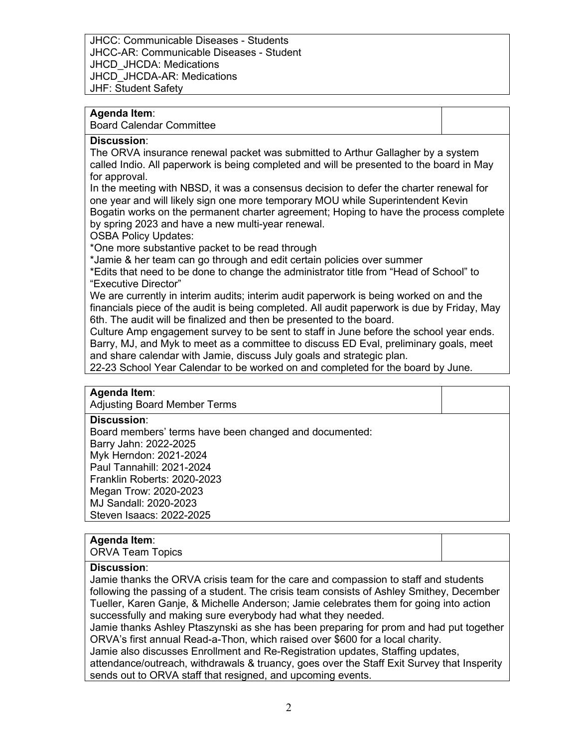JHCC: Communicable Diseases - Students
JHCC-AR: Communicable Diseases - Student
JHCD_JHCDA: Medications
JHCD_JHCDA-AR: Medications
JHF: Student Safety

**Agenda Item**:
Board Calendar Committee

**Discussion**:
The ORVA insurance renewal packet was submitted to Arthur Gallagher by a system called Indio. All paperwork is being completed and will be presented to the board in May for approval.
In the meeting with NBSD, it was a consensus decision to defer the charter renewal for one year and will likely sign one more temporary MOU while Superintendent Kevin Bogatin works on the permanent charter agreement; Hoping to have the process complete by spring 2023 and have a new multi-year renewal.
OSBA Policy Updates:
*One more substantive packet to be read through
*Jamie & her team can go through and edit certain policies over summer
*Edits that need to be done to change the administrator title from "Head of School" to "Executive Director"
We are currently in interim audits; interim audit paperwork is being worked on and the financials piece of the audit is being completed. All audit paperwork is due by Friday, May 6th. The audit will be finalized and then be presented to the board.
Culture Amp engagement survey to be sent to staff in June before the school year ends.
Barry, MJ, and Myk to meet as a committee to discuss ED Eval, preliminary goals, meet and share calendar with Jamie, discuss July goals and strategic plan.
22-23 School Year Calendar to be worked on and completed for the board by June.

**Agenda Item**:
Adjusting Board Member Terms

**Discussion**:
Board members' terms have been changed and documented:
Barry Jahn: 2022-2025
Myk Herndon: 2021-2024
Paul Tannahill: 2021-2024
Franklin Roberts: 2020-2023
Megan Trow: 2020-2023
MJ Sandall: 2020-2023
Steven Isaacs: 2022-2025

**Agenda Item**:
ORVA Team Topics

**Discussion**:
Jamie thanks the ORVA crisis team for the care and compassion to staff and students following the passing of a student. The crisis team consists of Ashley Smithey, December Tueller, Karen Ganje, & Michelle Anderson; Jamie celebrates them for going into action successfully and making sure everybody had what they needed.
Jamie thanks Ashley Ptaszynski as she has been preparing for prom and had put together ORVA's first annual Read-a-Thon, which raised over $600 for a local charity.
Jamie also discusses Enrollment and Re-Registration updates, Staffing updates, attendance/outreach, withdrawals & truancy, goes over the Staff Exit Survey that Insperity sends out to ORVA staff that resigned, and upcoming events.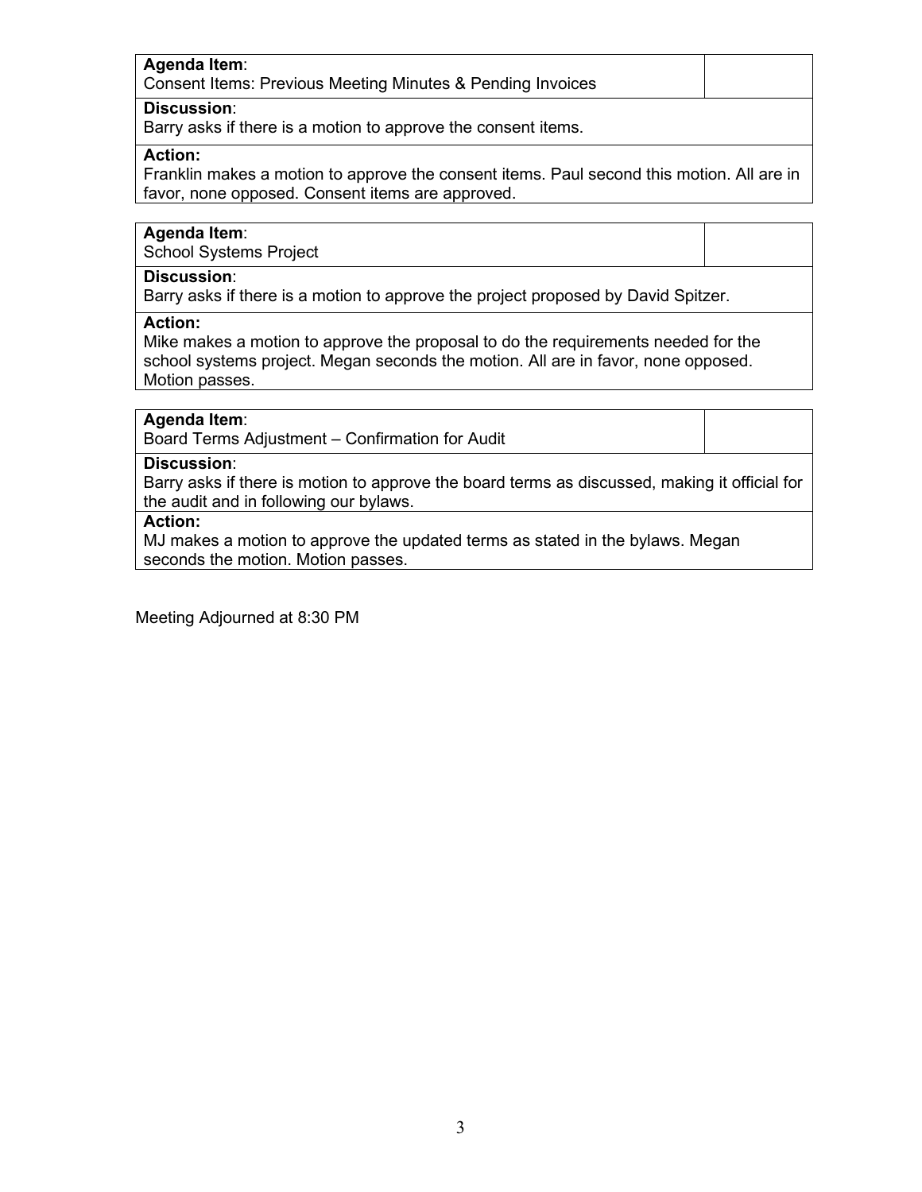| **Agenda Item**: Consent Items: Previous Meeting Minutes & Pending Invoices | |
|---|---|
| **Discussion**: Barry asks if there is a motion to approve the consent items. | |
| **Action:** Franklin makes a motion to approve the consent items. Paul second this motion. All are in favor, none opposed. Consent items are approved. | |

| **Agenda Item**: School Systems Project | |
|---|---|
| **Discussion**: Barry asks if there is a motion to approve the project proposed by David Spitzer. | |
| **Action:** Mike makes a motion to approve the proposal to do the requirements needed for the school systems project. Megan seconds the motion. All are in favor, none opposed. Motion passes. | |

| **Agenda Item**: Board Terms Adjustment – Confirmation for Audit | |
|---|---|
| **Discussion**: Barry asks if there is motion to approve the board terms as discussed, making it official for the audit and in following our bylaws. | |
| **Action:** MJ makes a motion to approve the updated terms as stated in the bylaws. Megan seconds the motion. Motion passes. | |

Meeting Adjourned at 8:30 PM